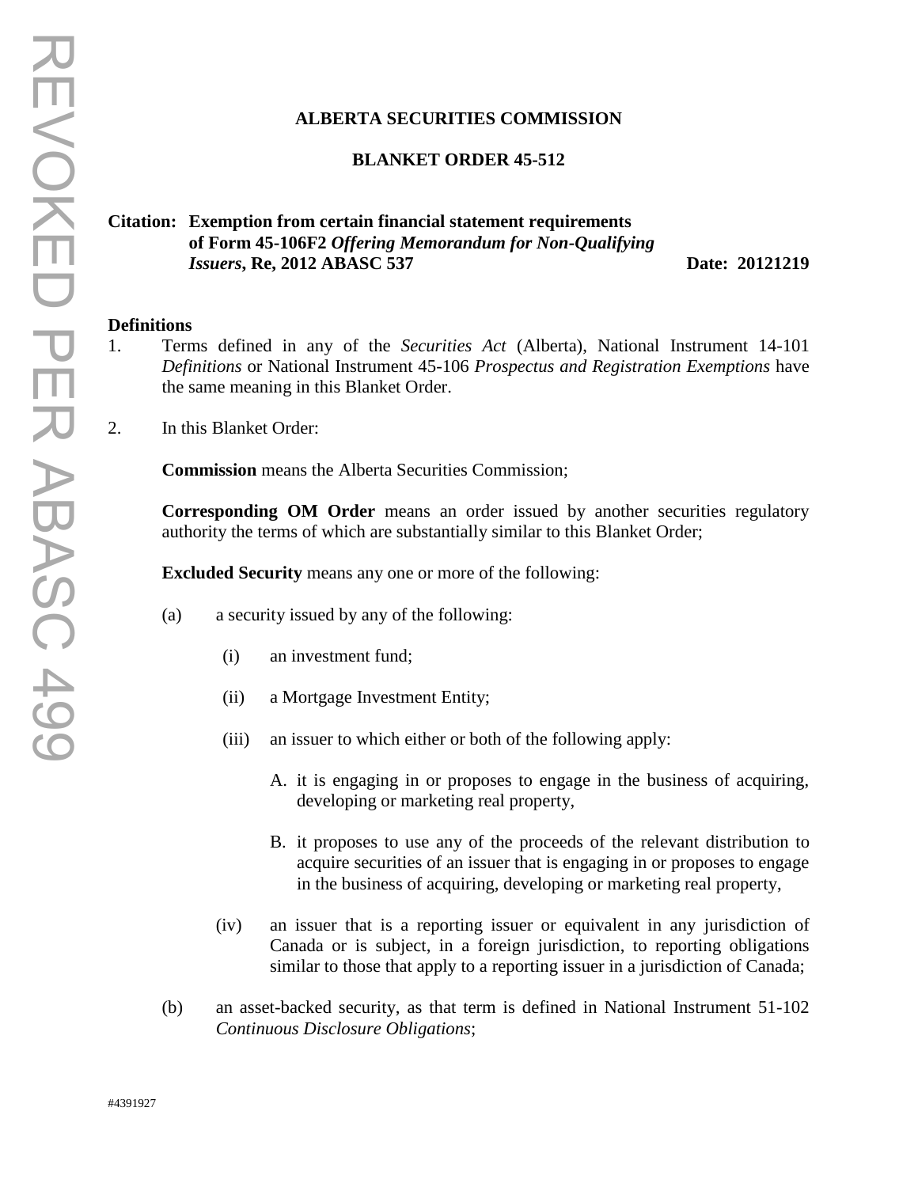REVOKED PER ABASC 499

**ALBERTA SECURITIES COMMISSION**

**BLANKET ORDER 45-512**

**Citation: Exemption from certain financial statement requirements of Form 45-106F2 *Offering Memorandum for Non-Qualifying Issuers*, Re, 2012 ABASC 537** **Date: 20121219**

**Definitions**

1. Terms defined in any of the *Securities Act* (Alberta), National Instrument 14-101 *Definitions* or National Instrument 45-106 *Prospectus and Registration Exemptions* have the same meaning in this Blanket Order.

2. In this Blanket Order:

 **Commission** means the Alberta Securities Commission;

 **Corresponding OM Order** means an order issued by another securities regulatory authority the terms of which are substantially similar to this Blanket Order;

 **Excluded Security** means any one or more of the following:

 (a) a security issued by any of the following:

  (i) an investment fund;

  (ii) a Mortgage Investment Entity;

  (iii) an issuer to which either or both of the following apply:

   A. it is engaging in or proposes to engage in the business of acquiring, developing or marketing real property,

   B. it proposes to use any of the proceeds of the relevant distribution to acquire securities of an issuer that is engaging in or proposes to engage in the business of acquiring, developing or marketing real property,

  (iv) an issuer that is a reporting issuer or equivalent in any jurisdiction of Canada or is subject, in a foreign jurisdiction, to reporting obligations similar to those that apply to a reporting issuer in a jurisdiction of Canada;

 (b) an asset-backed security, as that term is defined in National Instrument 51-102 *Continuous Disclosure Obligations*;

#4391927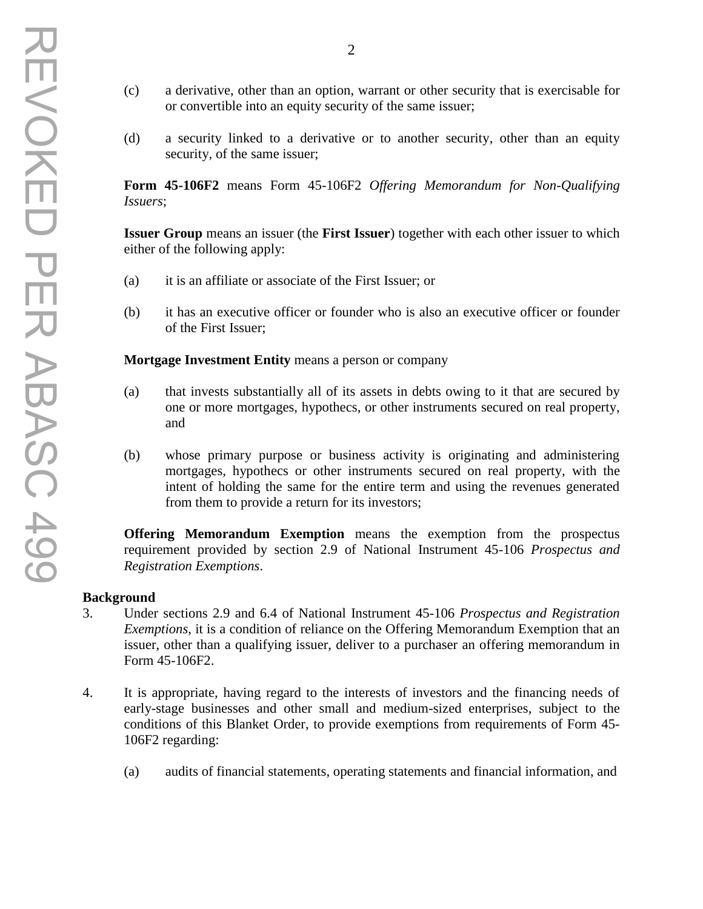(c) a derivative, other than an option, warrant or other security that is exercisable for or convertible into an equity security of the same issuer;

(d) a security linked to a derivative or to another security, other than an equity security, of the same issuer;

**Form 45-106F2** means Form 45-106F2 *Offering Memorandum for Non-Qualifying Issuers*;

**Issuer Group** means an issuer (the **First Issuer**) together with each other issuer to which either of the following apply:

(a) it is an affiliate or associate of the First Issuer; or

(b) it has an executive officer or founder who is also an executive officer or founder of the First Issuer;

**Mortgage Investment Entity** means a person or company

(a) that invests substantially all of its assets in debts owing to it that are secured by one or more mortgages, hypothecs, or other instruments secured on real property, and

(b) whose primary purpose or business activity is originating and administering mortgages, hypothecs or other instruments secured on real property, with the intent of holding the same for the entire term and using the revenues generated from them to provide a return for its investors;

**Offering Memorandum Exemption** means the exemption from the prospectus requirement provided by section 2.9 of National Instrument 45-106 *Prospectus and Registration Exemptions*.

**Background**

3. Under sections 2.9 and 6.4 of National Instrument 45-106 *Prospectus and Registration Exemptions*, it is a condition of reliance on the Offering Memorandum Exemption that an issuer, other than a qualifying issuer, deliver to a purchaser an offering memorandum in Form 45-106F2.

4. It is appropriate, having regard to the interests of investors and the financing needs of early-stage businesses and other small and medium-sized enterprises, subject to the conditions of this Blanket Order, to provide exemptions from requirements of Form 45-106F2 regarding:

   (a) audits of financial statements, operating statements and financial information, and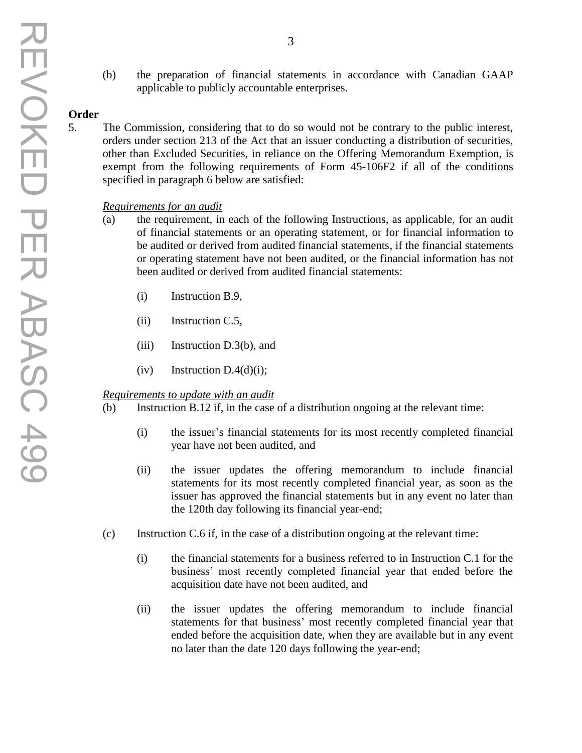(b) the preparation of financial statements in accordance with Canadian GAAP applicable to publicly accountable enterprises.

**Order**

5. The Commission, considering that to do so would not be contrary to the public interest, orders under section 213 of the Act that an issuer conducting a distribution of securities, other than Excluded Securities, in reliance on the Offering Memorandum Exemption, is exempt from the following requirements of Form 45-106F2 if all of the conditions specified in paragraph 6 below are satisfied:

<u>*Requirements for an audit*</u>

(a) the requirement, in each of the following Instructions, as applicable, for an audit of financial statements or an operating statement, or for financial information to be audited or derived from audited financial statements, if the financial statements or operating statement have not been audited, or the financial information has not been audited or derived from audited financial statements:

    (i) Instruction B.9,

    (ii) Instruction C.5,

    (iii) Instruction D.3(b), and

    (iv) Instruction D.4(d)(i);

<u>*Requirements to update with an audit*</u>

(b) Instruction B.12 if, in the case of a distribution ongoing at the relevant time:

    (i) the issuer's financial statements for its most recently completed financial year have not been audited, and

    (ii) the issuer updates the offering memorandum to include financial statements for its most recently completed financial year, as soon as the issuer has approved the financial statements but in any event no later than the 120th day following its financial year-end;

(c) Instruction C.6 if, in the case of a distribution ongoing at the relevant time:

    (i) the financial statements for a business referred to in Instruction C.1 for the business' most recently completed financial year that ended before the acquisition date have not been audited, and

    (ii) the issuer updates the offering memorandum to include financial statements for that business' most recently completed financial year that ended before the acquisition date, when they are available but in any event no later than the date 120 days following the year-end;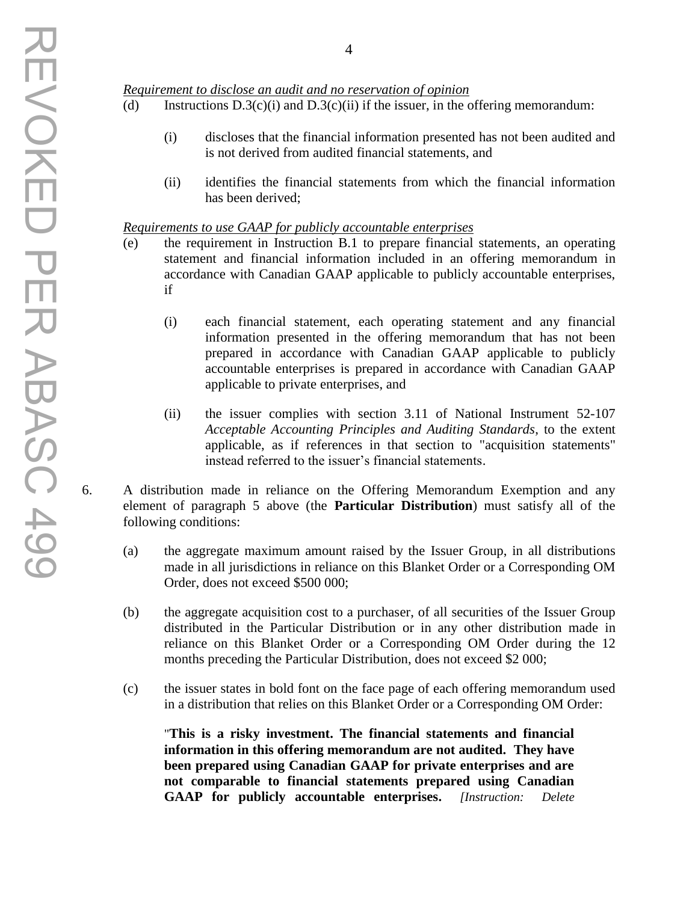*Requirement to disclose an audit and no reservation of opinion*

(d) Instructions D.3(c)(i) and D.3(c)(ii) if the issuer, in the offering memorandum:

(i) discloses that the financial information presented has not been audited and is not derived from audited financial statements, and

(ii) identifies the financial statements from which the financial information has been derived;

*Requirements to use GAAP for publicly accountable enterprises*

(e) the requirement in Instruction B.1 to prepare financial statements, an operating statement and financial information included in an offering memorandum in accordance with Canadian GAAP applicable to publicly accountable enterprises, if

(i) each financial statement, each operating statement and any financial information presented in the offering memorandum that has not been prepared in accordance with Canadian GAAP applicable to publicly accountable enterprises is prepared in accordance with Canadian GAAP applicable to private enterprises, and

(ii) the issuer complies with section 3.11 of National Instrument 52-107 *Acceptable Accounting Principles and Auditing Standards*, to the extent applicable, as if references in that section to "acquisition statements" instead referred to the issuer's financial statements.

6. A distribution made in reliance on the Offering Memorandum Exemption and any element of paragraph 5 above (the **Particular Distribution**) must satisfy all of the following conditions:

(a) the aggregate maximum amount raised by the Issuer Group, in all distributions made in all jurisdictions in reliance on this Blanket Order or a Corresponding OM Order, does not exceed $500 000;

(b) the aggregate acquisition cost to a purchaser, of all securities of the Issuer Group distributed in the Particular Distribution or in any other distribution made in reliance on this Blanket Order or a Corresponding OM Order during the 12 months preceding the Particular Distribution, does not exceed $2 000;

(c) the issuer states in bold font on the face page of each offering memorandum used in a distribution that relies on this Blanket Order or a Corresponding OM Order:

"**This is a risky investment. The financial statements and financial information in this offering memorandum are not audited. They have been prepared using Canadian GAAP for private enterprises and are not comparable to financial statements prepared using Canadian GAAP for publicly accountable enterprises.** *[Instruction: Delete*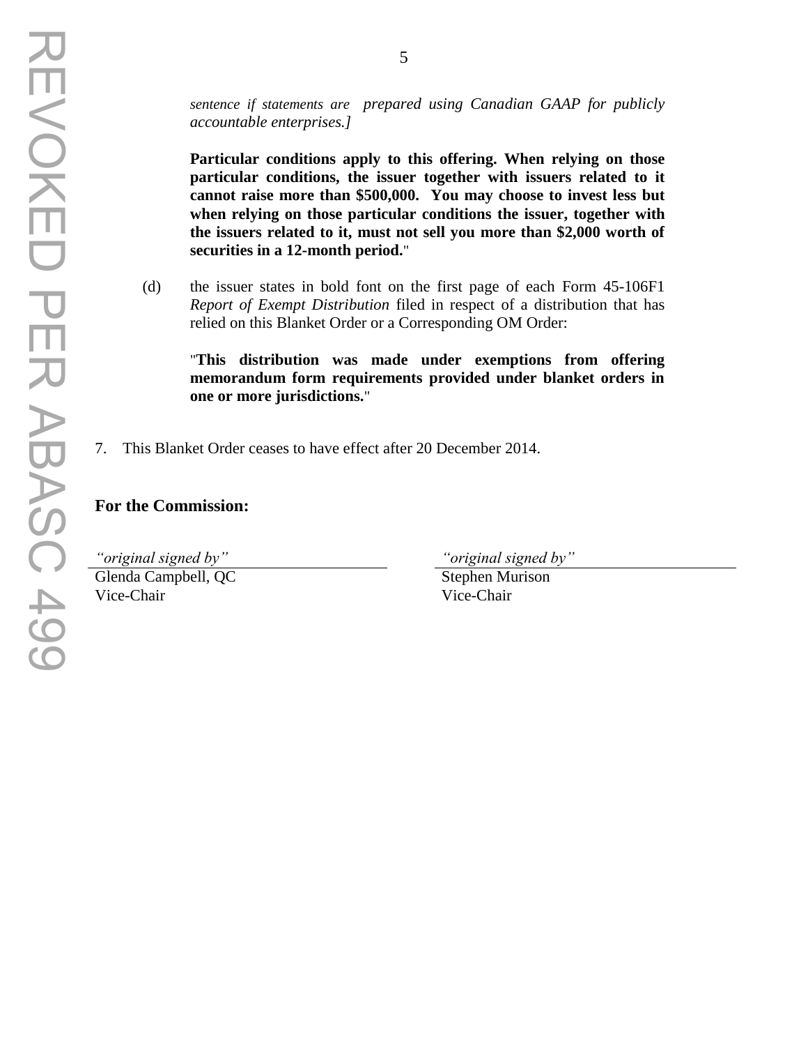*sentence if statements are prepared using Canadian GAAP for publicly accountable enterprises.]*

**Particular conditions apply to this offering. When relying on those particular conditions, the issuer together with issuers related to it cannot raise more than $500,000. You may choose to invest less but when relying on those particular conditions the issuer, together with the issuers related to it, must not sell you more than $2,000 worth of securities in a 12-month period.**"

(d) the issuer states in bold font on the first page of each Form 45-106F1 *Report of Exempt Distribution* filed in respect of a distribution that has relied on this Blanket Order or a Corresponding OM Order:

"**This distribution was made under exemptions from offering memorandum form requirements provided under blanket orders in one or more jurisdictions.**"

7. This Blanket Order ceases to have effect after 20 December 2014.

**For the Commission:**

| | |
|---|---|
| *"original signed by"* | *"original signed by"* |
| Glenda Campbell, QC | Stephen Murison |
| Vice-Chair | Vice-Chair |

REVOKED PER ABASC 499